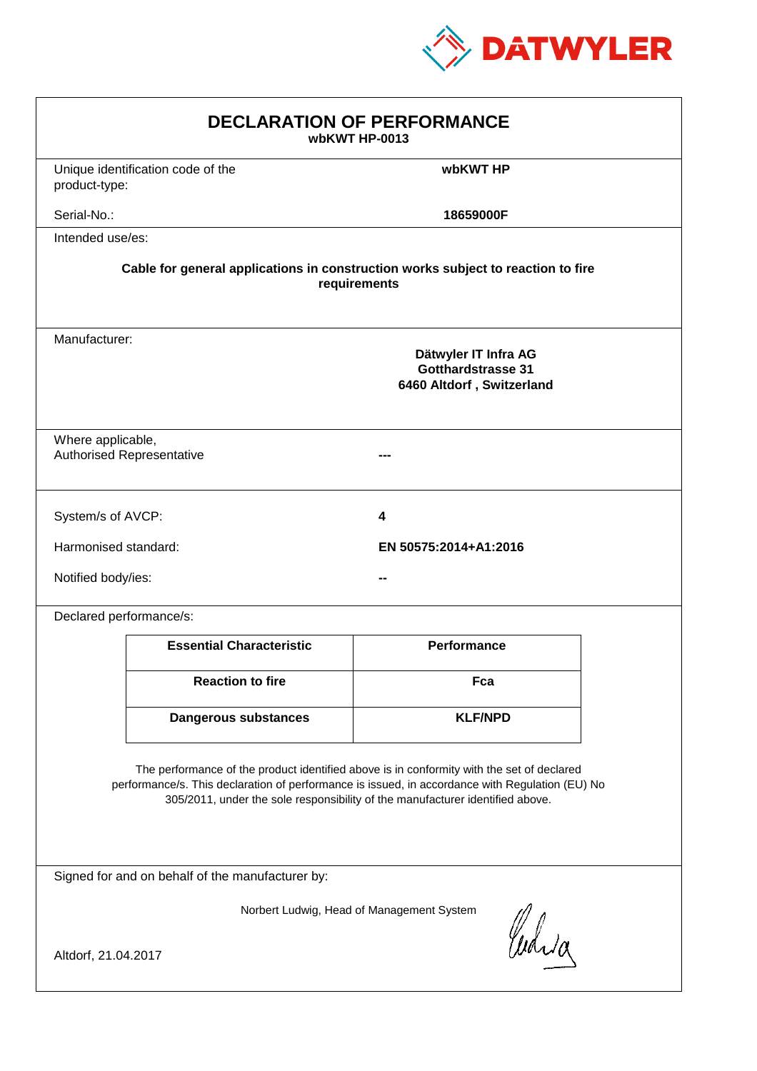DATWYLER

# DECLARATION OF PERFORMANCE

**wbKWT HP-0013**

| | |
|---|---|
| Unique identification code of the product-type: | **wbKWT HP** |
| Serial-No.: | **18659000F** |

Intended use/es:

**Cable for general applications in construction works subject to reaction to fire requirements**

Manufacturer:

**Dätwyler IT Infra AG**
**Gotthardstrasse 31**
**6460 Altdorf , Switzerland**

| | |
|---|---|
| Where applicable, Authorised Representative | --- |

| | |
|---|---|
| System/s of AVCP: | **4** |
| Harmonised standard: | **EN 50575:2014+A1:2016** |
| Notified body/ies: | -- |

Declared performance/s:

| Essential Characteristic | Performance |
|---|---|
| **Reaction to fire** | **Fca** |
| **Dangerous substances** | **KLF/NPD** |

The performance of the product identified above is in conformity with the set of declared performance/s. This declaration of performance is issued, in accordance with Regulation (EU) No 305/2011, under the sole responsibility of the manufacturer identified above.

Signed for and on behalf of the manufacturer by:

Norbert Ludwig, Head of Management System

Altdorf, 21.04.2017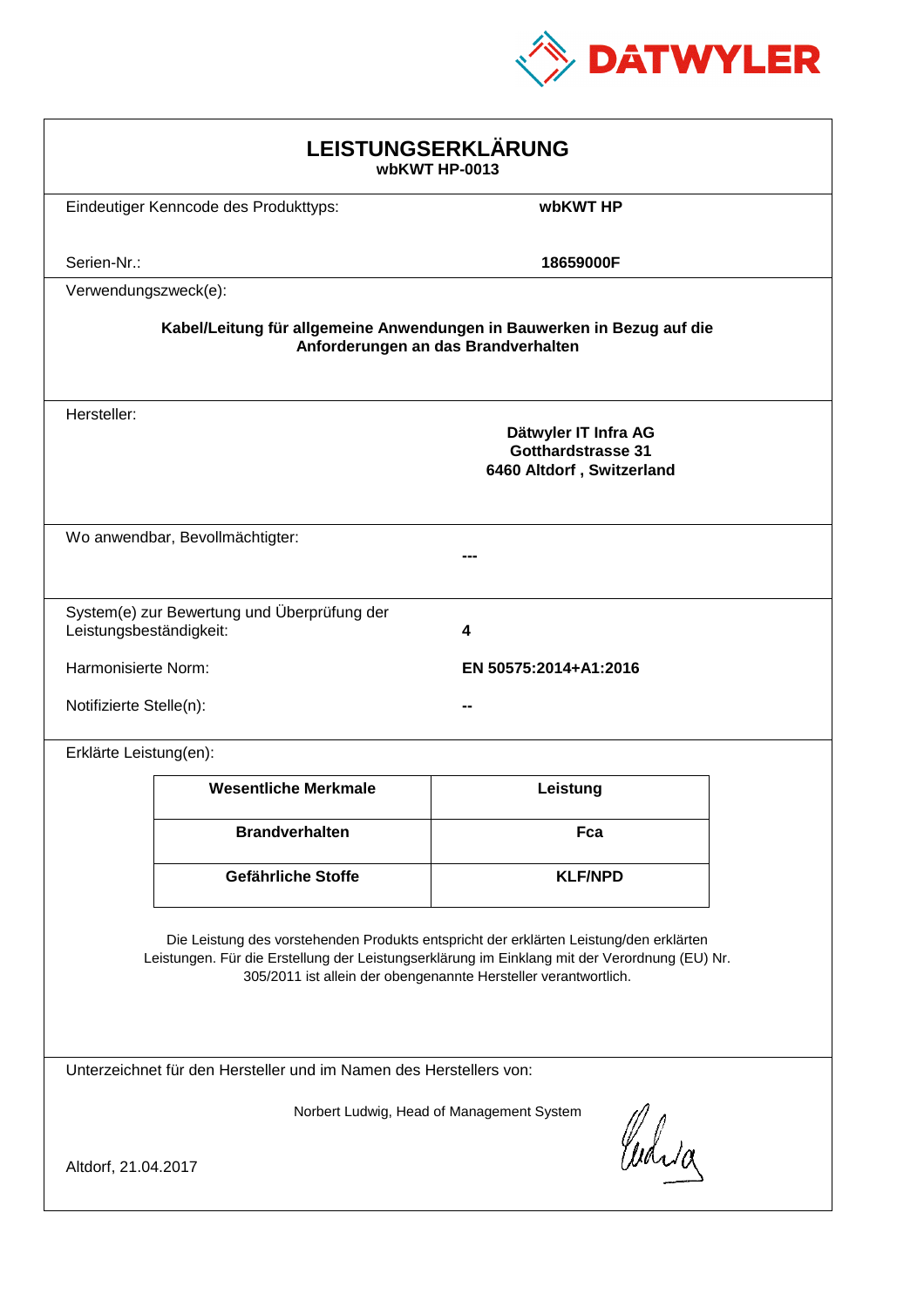DATWYLER

# LEISTUNGSERKLÄRUNG

**wbKWT HP-0013**

Eindeutiger Kenncode des Produkttyps: **wbKWT HP**

Serien-Nr.: **18659000F**

Verwendungszweck(e):

**Kabel/Leitung für allgemeine Anwendungen in Bauwerken in Bezug auf die Anforderungen an das Brandverhalten**

Hersteller:

**Dätwyler IT Infra AG**
**Gotthardstrasse 31**
**6460 Altdorf , Switzerland**

Wo anwendbar, Bevollmächtigter: **---**

System(e) zur Bewertung und Überprüfung der Leistungsbeständigkeit: **4**

Harmonisierte Norm: **EN 50575:2014+A1:2016**

Notifizierte Stelle(n): **--**

Erklärte Leistung(en):

| Wesentliche Merkmale | Leistung |
| --- | --- |
| **Brandverhalten** | **Fca** |
| **Gefährliche Stoffe** | **KLF/NPD** |

Die Leistung des vorstehenden Produkts entspricht der erklärten Leistung/den erklärten Leistungen. Für die Erstellung der Leistungserklärung im Einklang mit der Verordnung (EU) Nr. 305/2011 ist allein der obengenannte Hersteller verantwortlich.

Unterzeichnet für den Hersteller und im Namen des Herstellers von:

Norbert Ludwig, Head of Management System

Altdorf, 21.04.2017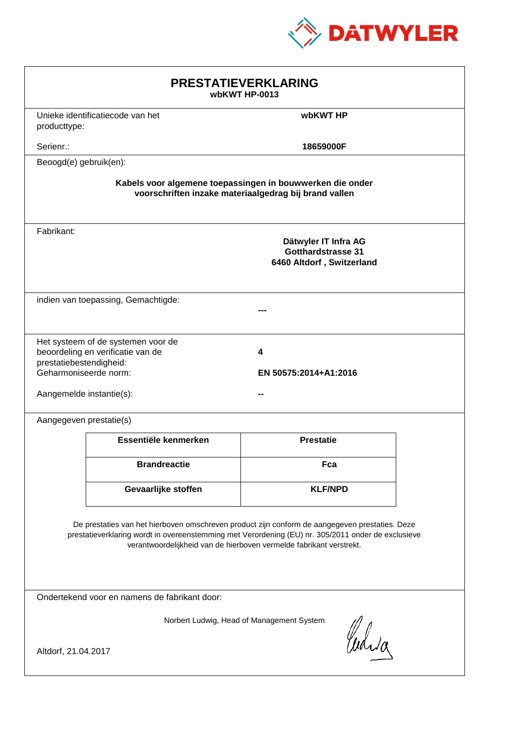DATWYLER

# PRESTATIEVERKLARING

**wbKWT HP-0013**

| | |
|---|---|
| Unieke identificatiecode van het producttype: | **wbKWT HP** |
| Serienr.: | **18659000F** |

Beoogd(e) gebruik(en):

**Kabels voor algemene toepassingen in bouwwerken die onder voorschriften inzake materiaalgedrag bij brand vallen**

Fabrikant:

**Dätwyler IT Infra AG**
**Gotthardstrasse 31**
**6460 Altdorf , Switzerland**

indien van toepassing, Gemachtigde:

**---**

| | |
|---|---|
| Het systeem of de systemen voor de beoordeling en verificatie van de prestatiebestendigheid: | **4** |
| Geharmoniseerde norm: | **EN 50575:2014+A1:2016** |
| Aangemelde instantie(s): | **--** |

Aangegeven prestatie(s)

| Essentiële kenmerken | Prestatie |
|---|---|
| **Brandreactie** | **Fca** |
| **Gevaarlijke stoffen** | **KLF/NPD** |

De prestaties van het hierboven omschreven product zijn conform de aangegeven prestaties. Deze prestatieverklaring wordt in overeenstemming met Verordening (EU) nr. 305/2011 onder de exclusieve verantwoordelijkheid van de hierboven vermelde fabrikant verstrekt.

Ondertekend voor en namens de fabrikant door:

Norbert Ludwig, Head of Management System

Altdorf, 21.04.2017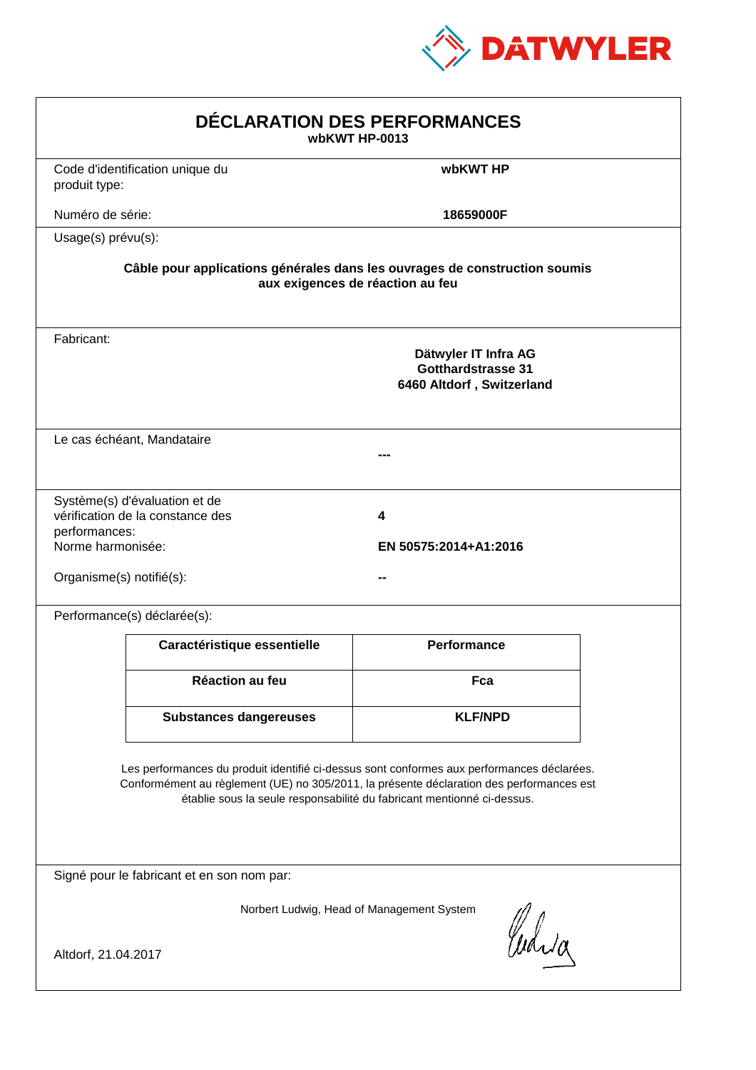DATWYLER

# DÉCLARATION DES PERFORMANCES

**wbKWT HP-0013**

Code d'identification unique du produit type: **wbKWT HP**

Numéro de série: **18659000F**

Usage(s) prévu(s):

**Câble pour applications générales dans les ouvrages de construction soumis aux exigences de réaction au feu**

Fabricant:

**Dätwyler IT Infra AG**
**Gotthardstrasse 31**
**6460 Altdorf , Switzerland**

Le cas échéant, Mandataire

**---**

Système(s) d'évaluation et de vérification de la constance des performances: **4**

Norme harmonisée: **EN 50575:2014+A1:2016**

Organisme(s) notifié(s): **--**

Performance(s) déclarée(s):

| Caractéristique essentielle | Performance |
|---|---|
| **Réaction au feu** | **Fca** |
| **Substances dangereuses** | **KLF/NPD** |

Les performances du produit identifié ci-dessus sont conformes aux performances déclarées. Conformément au règlement (UE) no 305/2011, la présente déclaration des performances est établie sous la seule responsabilité du fabricant mentionné ci-dessus.

Signé pour le fabricant et en son nom par:

Norbert Ludwig, Head of Management System

Altdorf, 21.04.2017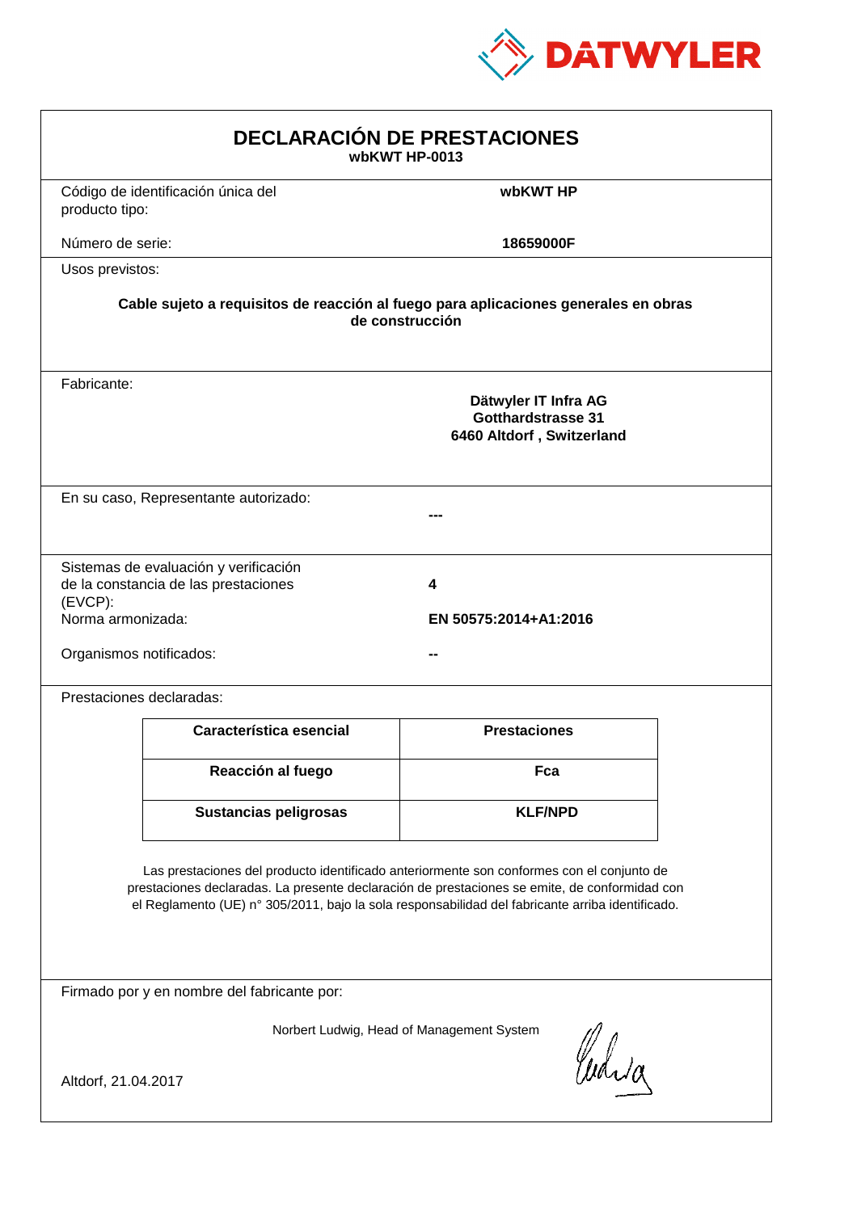DATWYLER

# DECLARACIÓN DE PRESTACIONES

**wbKWT HP-0013**

Código de identificación única del producto tipo: **wbKWT HP**

Número de serie: **18659000F**

Usos previstos:

**Cable sujeto a requisitos de reacción al fuego para aplicaciones generales en obras de construcción**

Fabricante:

**Dätwyler IT Infra AG**
**Gotthardstrasse 31**
**6460 Altdorf , Switzerland**

En su caso, Representante autorizado: **---**

Sistemas de evaluación y verificación de la constancia de las prestaciones (EVCP): **4**

Norma armonizada: **EN 50575:2014+A1:2016**

Organismos notificados: **--**

Prestaciones declaradas:

| Característica esencial | Prestaciones |
|---|---|
| **Reacción al fuego** | **Fca** |
| **Sustancias peligrosas** | **KLF/NPD** |

Las prestaciones del producto identificado anteriormente son conformes con el conjunto de prestaciones declaradas. La presente declaración de prestaciones se emite, de conformidad con el Reglamento (UE) n° 305/2011, bajo la sola responsabilidad del fabricante arriba identificado.

Firmado por y en nombre del fabricante por:

Norbert Ludwig, Head of Management System

Altdorf, 21.04.2017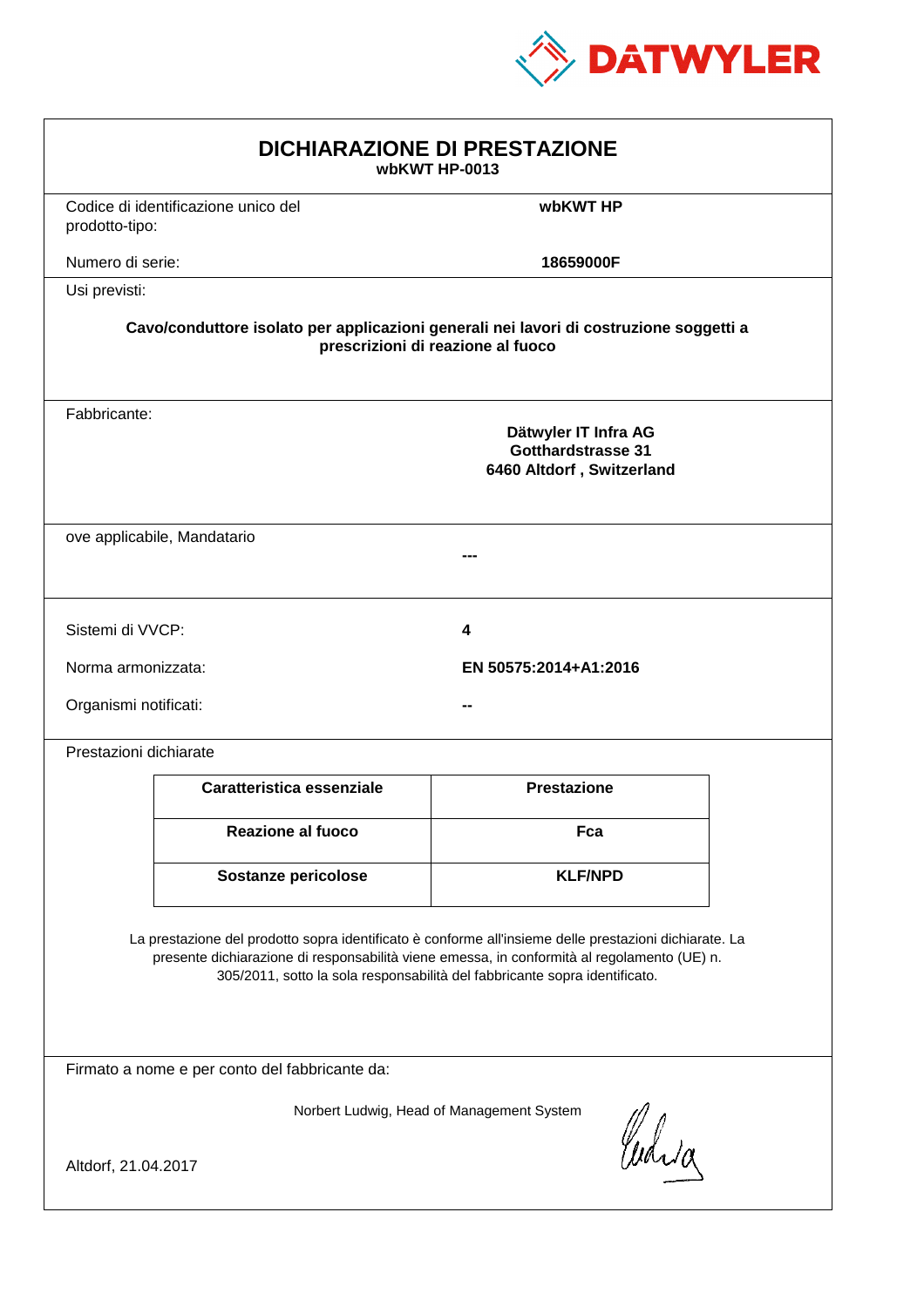DATWYLER

# DICHIARAZIONE DI PRESTAZIONE

**wbKWT HP-0013**

Codice di identificazione unico del prodotto-tipo: **wbKWT HP**

Numero di serie: **18659000F**

Usi previsti:

**Cavo/conduttore isolato per applicazioni generali nei lavori di costruzione soggetti a prescrizioni di reazione al fuoco**

Fabbricante:

**Dätwyler IT Infra AG**
**Gotthardstrasse 31**
**6460 Altdorf , Switzerland**

ove applicabile, Mandatario

**---**

Sistemi di VVCP: **4**

Norma armonizzata: **EN 50575:2014+A1:2016**

Organismi notificati: **--**

Prestazioni dichiarate

| Caratteristica essenziale | Prestazione |
|---|---|
| **Reazione al fuoco** | **Fca** |
| **Sostanze pericolose** | **KLF/NPD** |

La prestazione del prodotto sopra identificato è conforme all'insieme delle prestazioni dichiarate. La presente dichiarazione di responsabilità viene emessa, in conformità al regolamento (UE) n. 305/2011, sotto la sola responsabilità del fabbricante sopra identificato.

Firmato a nome e per conto del fabbricante da:

Norbert Ludwig, Head of Management System

Altdorf, 21.04.2017